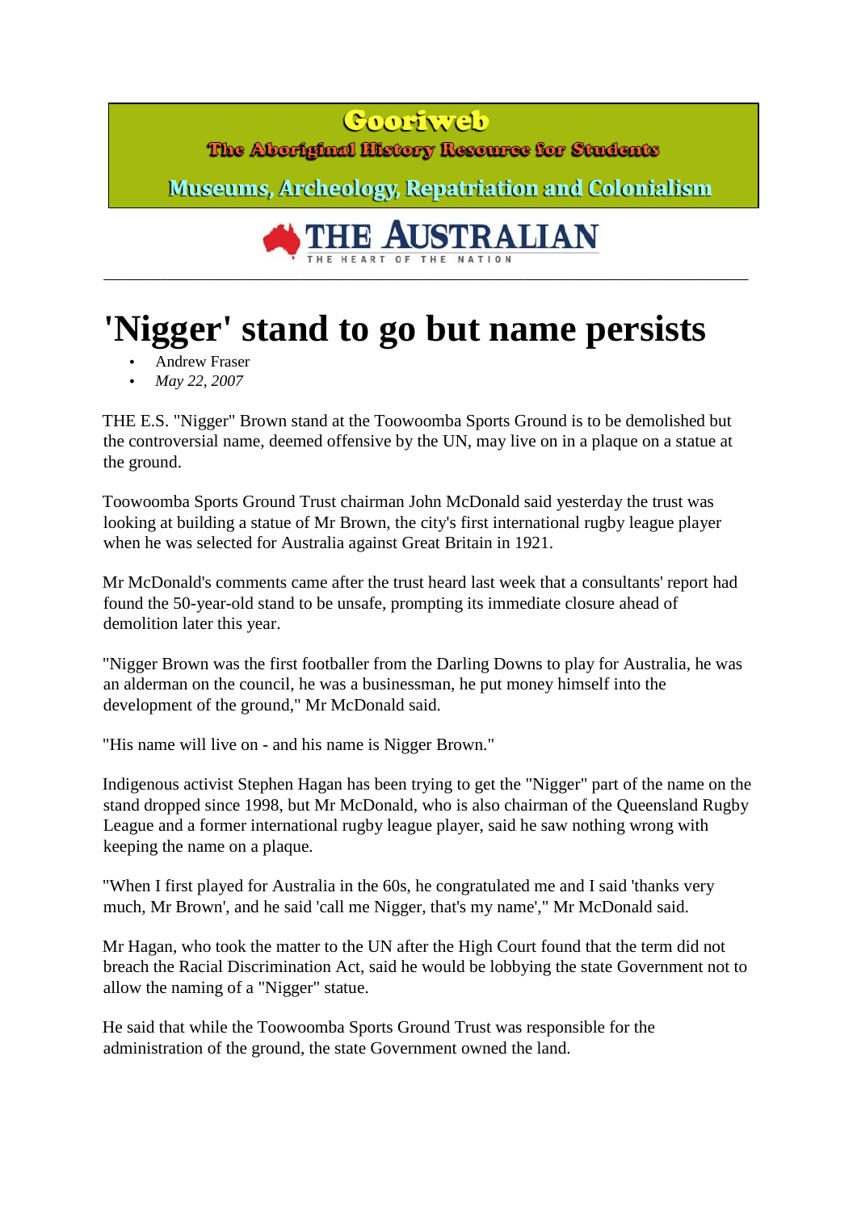**Gooriweb**

**The Aboriginal History Resource for Students**

**Museums, Archeology, Repatriation and Colonialism**

**THE AUSTRALIAN**

THE HEART OF THE NATION

---

# 'Nigger' stand to go but name persists

- Andrew Fraser
- *May 22, 2007*

THE E.S. "Nigger" Brown stand at the Toowoomba Sports Ground is to be demolished but the controversial name, deemed offensive by the UN, may live on in a plaque on a statue at the ground.

Toowoomba Sports Ground Trust chairman John McDonald said yesterday the trust was looking at building a statue of Mr Brown, the city's first international rugby league player when he was selected for Australia against Great Britain in 1921.

Mr McDonald's comments came after the trust heard last week that a consultants' report had found the 50-year-old stand to be unsafe, prompting its immediate closure ahead of demolition later this year.

"Nigger Brown was the first footballer from the Darling Downs to play for Australia, he was an alderman on the council, he was a businessman, he put money himself into the development of the ground," Mr McDonald said.

"His name will live on - and his name is Nigger Brown."

Indigenous activist Stephen Hagan has been trying to get the "Nigger" part of the name on the stand dropped since 1998, but Mr McDonald, who is also chairman of the Queensland Rugby League and a former international rugby league player, said he saw nothing wrong with keeping the name on a plaque.

"When I first played for Australia in the 60s, he congratulated me and I said 'thanks very much, Mr Brown', and he said 'call me Nigger, that's my name'," Mr McDonald said.

Mr Hagan, who took the matter to the UN after the High Court found that the term did not breach the Racial Discrimination Act, said he would be lobbying the state Government not to allow the naming of a "Nigger" statue.

He said that while the Toowoomba Sports Ground Trust was responsible for the administration of the ground, the state Government owned the land.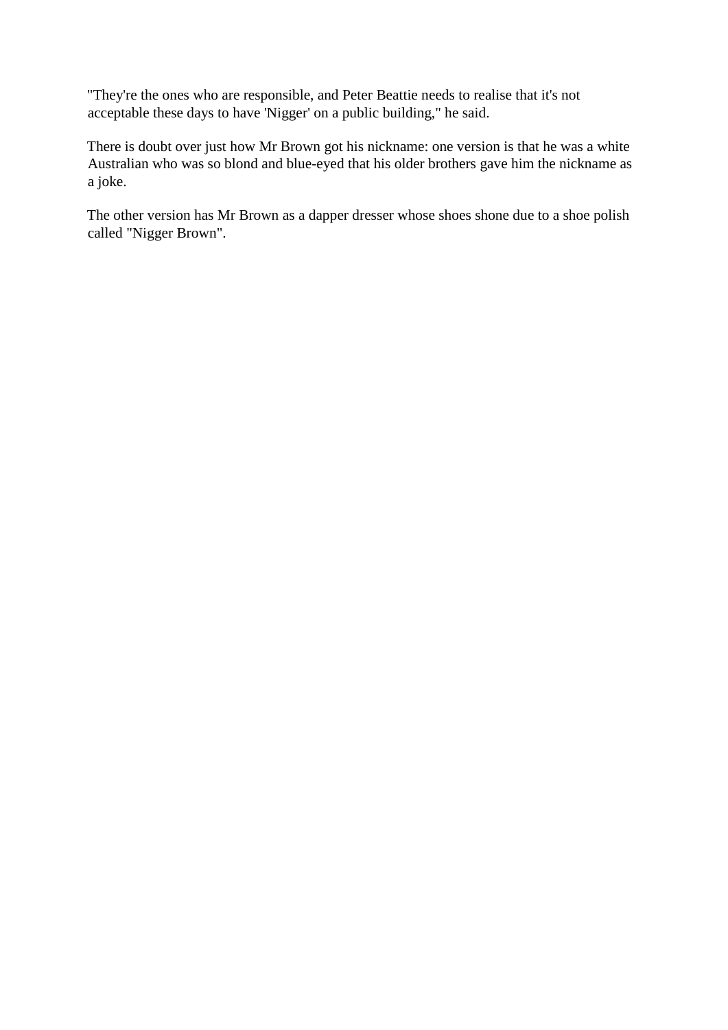"They're the ones who are responsible, and Peter Beattie needs to realise that it's not acceptable these days to have 'Nigger' on a public building," he said.

There is doubt over just how Mr Brown got his nickname: one version is that he was a white Australian who was so blond and blue-eyed that his older brothers gave him the nickname as a joke.

The other version has Mr Brown as a dapper dresser whose shoes shone due to a shoe polish called "Nigger Brown".